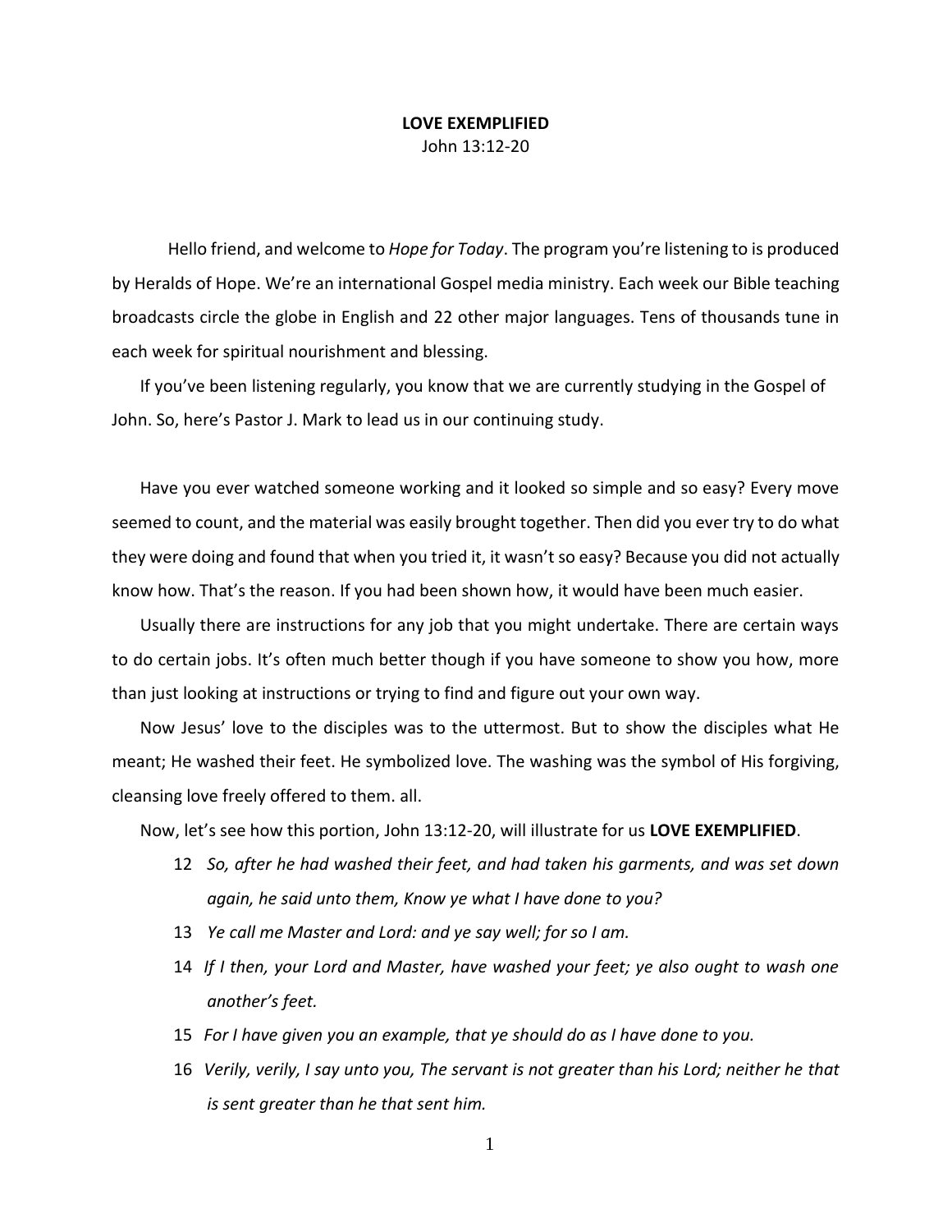# LOVE EXEMPLIFIED

John 13:12-20

Hello friend, and welcome to *Hope for Today*. The program you're listening to is produced by Heralds of Hope. We're an international Gospel media ministry. Each week our Bible teaching broadcasts circle the globe in English and 22 other major languages. Tens of thousands tune in each week for spiritual nourishment and blessing.

If you've been listening regularly, you know that we are currently studying in the Gospel of John. So, here's Pastor J. Mark to lead us in our continuing study.

Have you ever watched someone working and it looked so simple and so easy? Every move seemed to count, and the material was easily brought together. Then did you ever try to do what they were doing and found that when you tried it, it wasn't so easy? Because you did not actually know how. That's the reason. If you had been shown how, it would have been much easier.

Usually there are instructions for any job that you might undertake. There are certain ways to do certain jobs. It's often much better though if you have someone to show you how, more than just looking at instructions or trying to find and figure out your own way.

Now Jesus' love to the disciples was to the uttermost. But to show the disciples what He meant; He washed their feet. He symbolized love. The washing was the symbol of His forgiving, cleansing love freely offered to them. all.

Now, let's see how this portion, John 13:12-20, will illustrate for us **LOVE EXEMPLIFIED**.

12 *So, after he had washed their feet, and had taken his garments, and was set down again, he said unto them, Know ye what I have done to you?*

13 *Ye call me Master and Lord: and ye say well; for so I am.*

14 *If I then, your Lord and Master, have washed your feet; ye also ought to wash one another's feet.*

15 *For I have given you an example, that ye should do as I have done to you.*

16 *Verily, verily, I say unto you, The servant is not greater than his Lord; neither he that is sent greater than he that sent him.*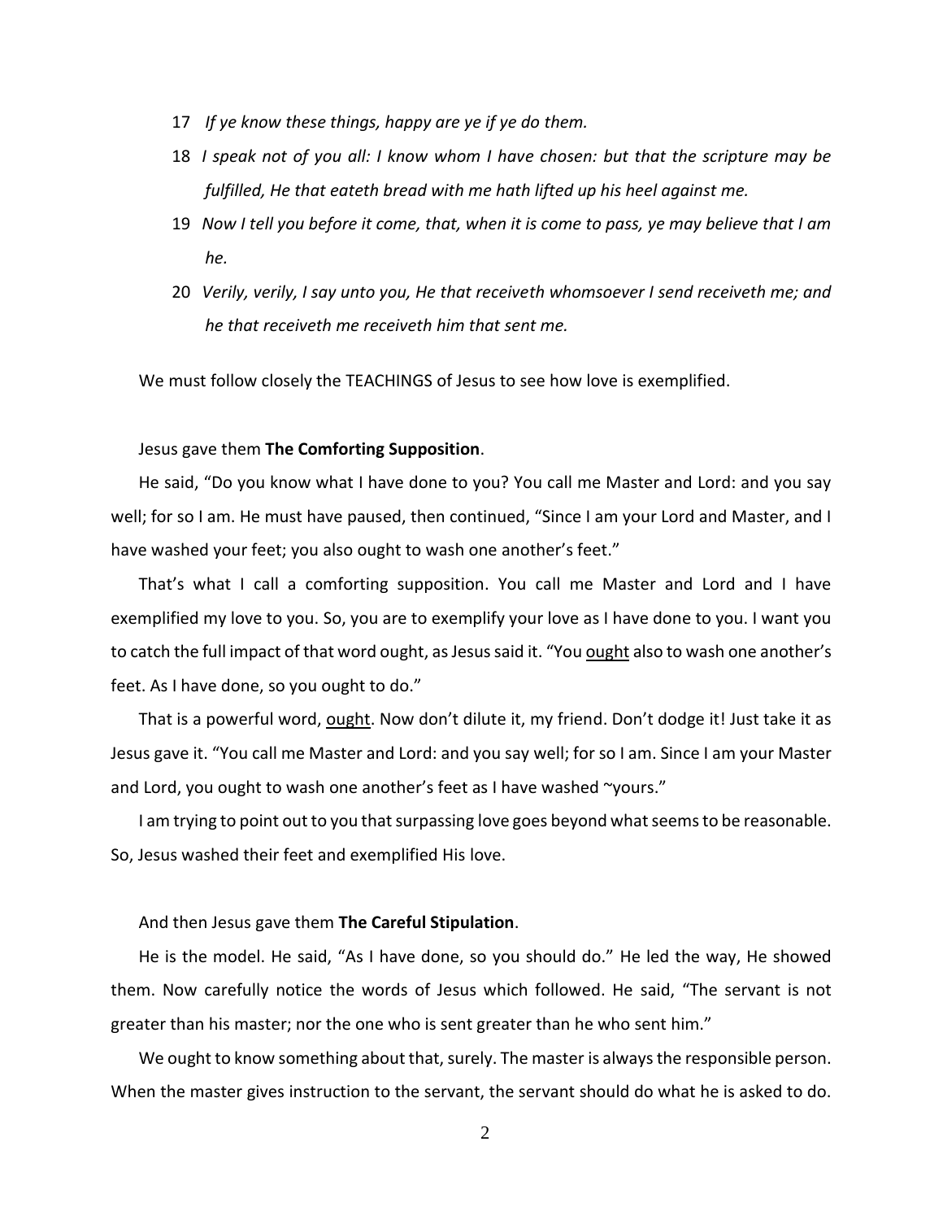17 *If ye know these things, happy are ye if ye do them.*

18 *I speak not of you all: I know whom I have chosen: but that the scripture may be fulfilled, He that eateth bread with me hath lifted up his heel against me.*

19 *Now I tell you before it come, that, when it is come to pass, ye may believe that I am he.*

20 *Verily, verily, I say unto you, He that receiveth whomsoever I send receiveth me; and he that receiveth me receiveth him that sent me.*

We must follow closely the TEACHINGS of Jesus to see how love is exemplified.

Jesus gave them **The Comforting Supposition**.

He said, "Do you know what I have done to you? You call me Master and Lord: and you say well; for so I am. He must have paused, then continued, "Since I am your Lord and Master, and I have washed your feet; you also ought to wash one another's feet."

That's what I call a comforting supposition. You call me Master and Lord and I have exemplified my love to you. So, you are to exemplify your love as I have done to you. I want you to catch the full impact of that word ought, as Jesus said it. "You <u>ought</u> also to wash one another's feet. As I have done, so you ought to do."

That is a powerful word, <u>ought</u>. Now don't dilute it, my friend. Don't dodge it! Just take it as Jesus gave it. "You call me Master and Lord: and you say well; for so I am. Since I am your Master and Lord, you ought to wash one another's feet as I have washed ~yours."

I am trying to point out to you that surpassing love goes beyond what seems to be reasonable. So, Jesus washed their feet and exemplified His love.

And then Jesus gave them **The Careful Stipulation**.

He is the model. He said, "As I have done, so you should do." He led the way, He showed them. Now carefully notice the words of Jesus which followed. He said, "The servant is not greater than his master; nor the one who is sent greater than he who sent him."

We ought to know something about that, surely. The master is always the responsible person. When the master gives instruction to the servant, the servant should do what he is asked to do.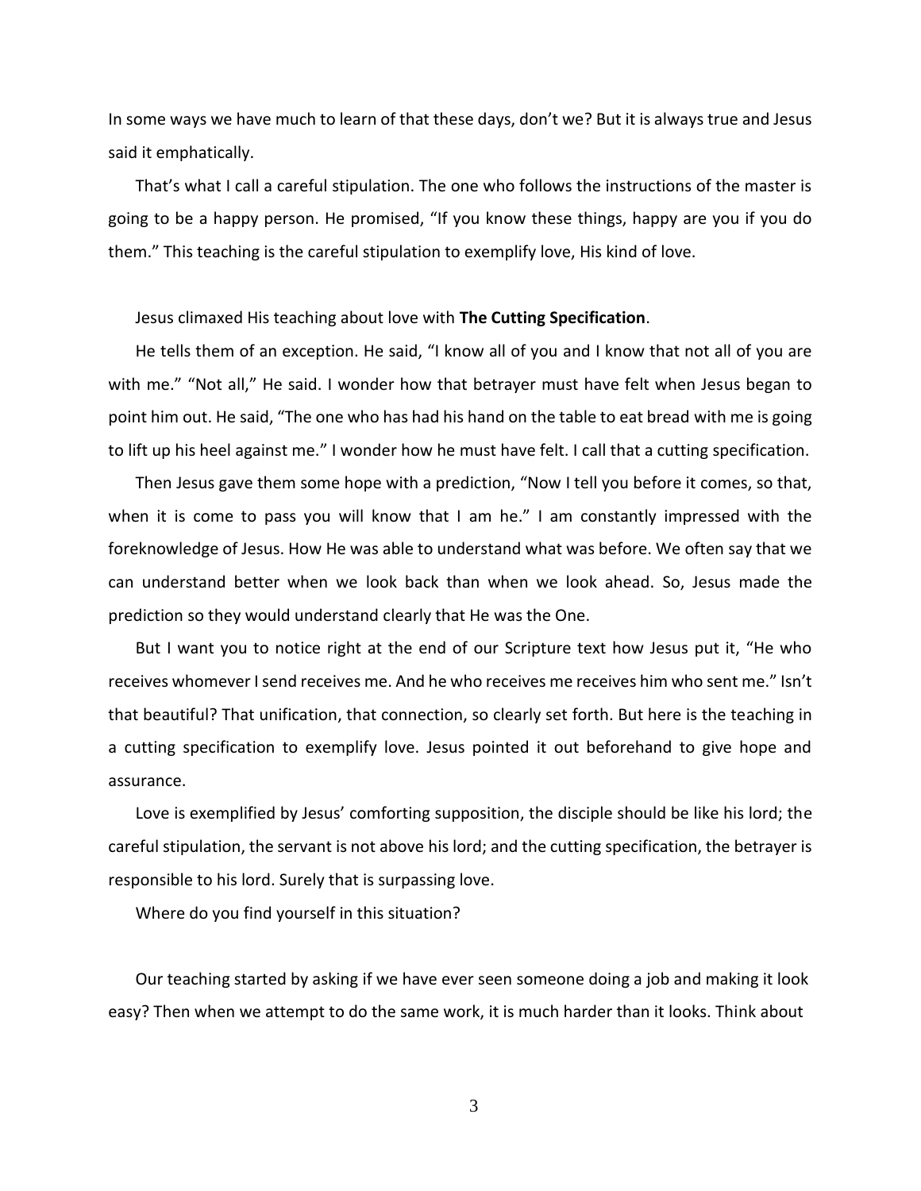In some ways we have much to learn of that these days, don't we? But it is always true and Jesus said it emphatically.

That's what I call a careful stipulation. The one who follows the instructions of the master is going to be a happy person. He promised, "If you know these things, happy are you if you do them." This teaching is the careful stipulation to exemplify love, His kind of love.

Jesus climaxed His teaching about love with **The Cutting Specification**.

He tells them of an exception. He said, "I know all of you and I know that not all of you are with me." "Not all," He said. I wonder how that betrayer must have felt when Jesus began to point him out. He said, "The one who has had his hand on the table to eat bread with me is going to lift up his heel against me." I wonder how he must have felt. I call that a cutting specification.

Then Jesus gave them some hope with a prediction, "Now I tell you before it comes, so that, when it is come to pass you will know that I am he." I am constantly impressed with the foreknowledge of Jesus. How He was able to understand what was before. We often say that we can understand better when we look back than when we look ahead. So, Jesus made the prediction so they would understand clearly that He was the One.

But I want you to notice right at the end of our Scripture text how Jesus put it, "He who receives whomever I send receives me. And he who receives me receives him who sent me." Isn't that beautiful? That unification, that connection, so clearly set forth. But here is the teaching in a cutting specification to exemplify love. Jesus pointed it out beforehand to give hope and assurance.

Love is exemplified by Jesus' comforting supposition, the disciple should be like his lord; the careful stipulation, the servant is not above his lord; and the cutting specification, the betrayer is responsible to his lord. Surely that is surpassing love.

Where do you find yourself in this situation?

Our teaching started by asking if we have ever seen someone doing a job and making it look easy? Then when we attempt to do the same work, it is much harder than it looks. Think about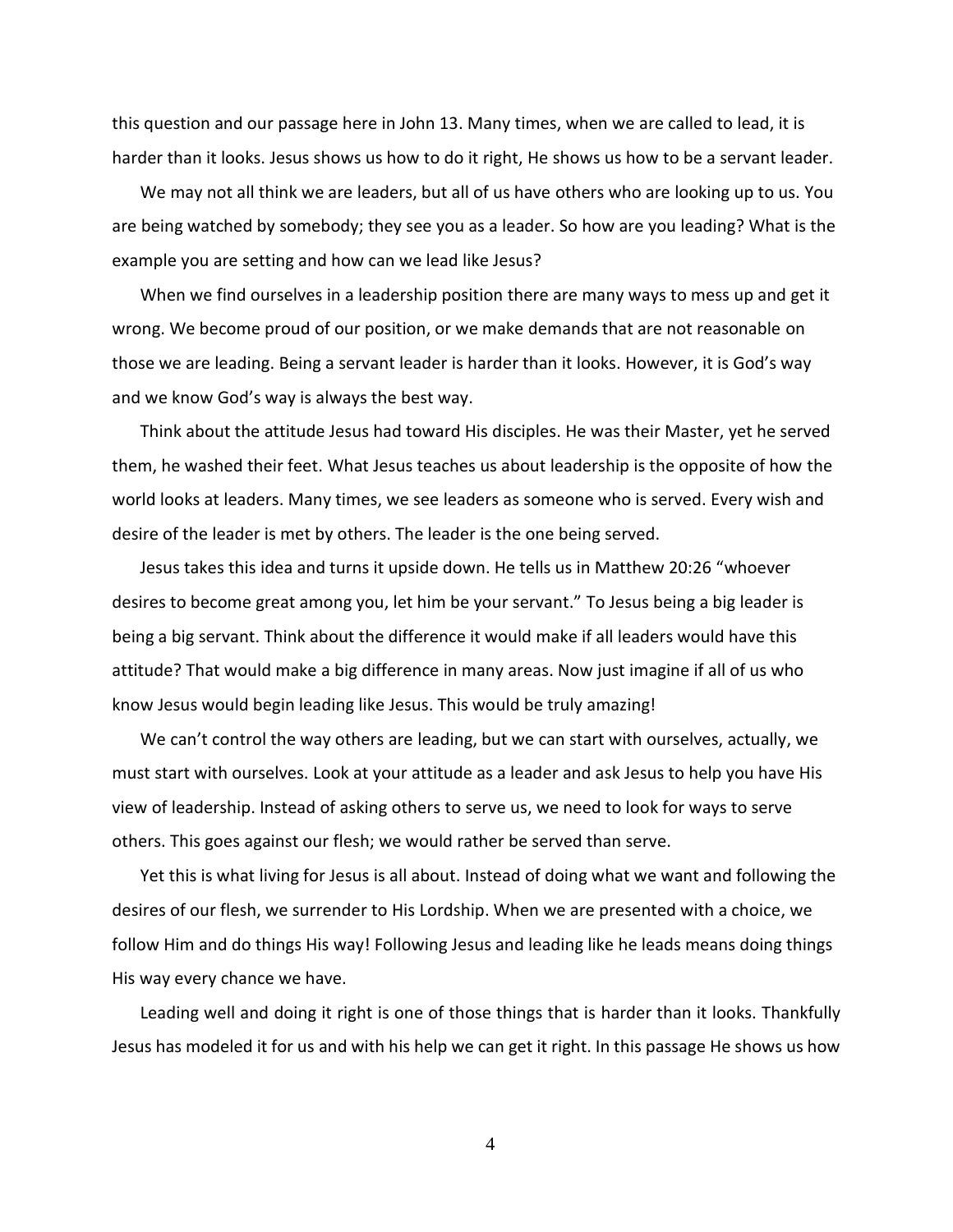this question and our passage here in John 13. Many times, when we are called to lead, it is harder than it looks. Jesus shows us how to do it right, He shows us how to be a servant leader.

We may not all think we are leaders, but all of us have others who are looking up to us. You are being watched by somebody; they see you as a leader. So how are you leading? What is the example you are setting and how can we lead like Jesus?

When we find ourselves in a leadership position there are many ways to mess up and get it wrong. We become proud of our position, or we make demands that are not reasonable on those we are leading. Being a servant leader is harder than it looks. However, it is God's way and we know God's way is always the best way.

Think about the attitude Jesus had toward His disciples. He was their Master, yet he served them, he washed their feet. What Jesus teaches us about leadership is the opposite of how the world looks at leaders. Many times, we see leaders as someone who is served. Every wish and desire of the leader is met by others. The leader is the one being served.

Jesus takes this idea and turns it upside down. He tells us in Matthew 20:26 "whoever desires to become great among you, let him be your servant." To Jesus being a big leader is being a big servant. Think about the difference it would make if all leaders would have this attitude? That would make a big difference in many areas. Now just imagine if all of us who know Jesus would begin leading like Jesus. This would be truly amazing!

We can't control the way others are leading, but we can start with ourselves, actually, we must start with ourselves. Look at your attitude as a leader and ask Jesus to help you have His view of leadership. Instead of asking others to serve us, we need to look for ways to serve others. This goes against our flesh; we would rather be served than serve.

Yet this is what living for Jesus is all about. Instead of doing what we want and following the desires of our flesh, we surrender to His Lordship. When we are presented with a choice, we follow Him and do things His way! Following Jesus and leading like he leads means doing things His way every chance we have.

Leading well and doing it right is one of those things that is harder than it looks. Thankfully Jesus has modeled it for us and with his help we can get it right. In this passage He shows us how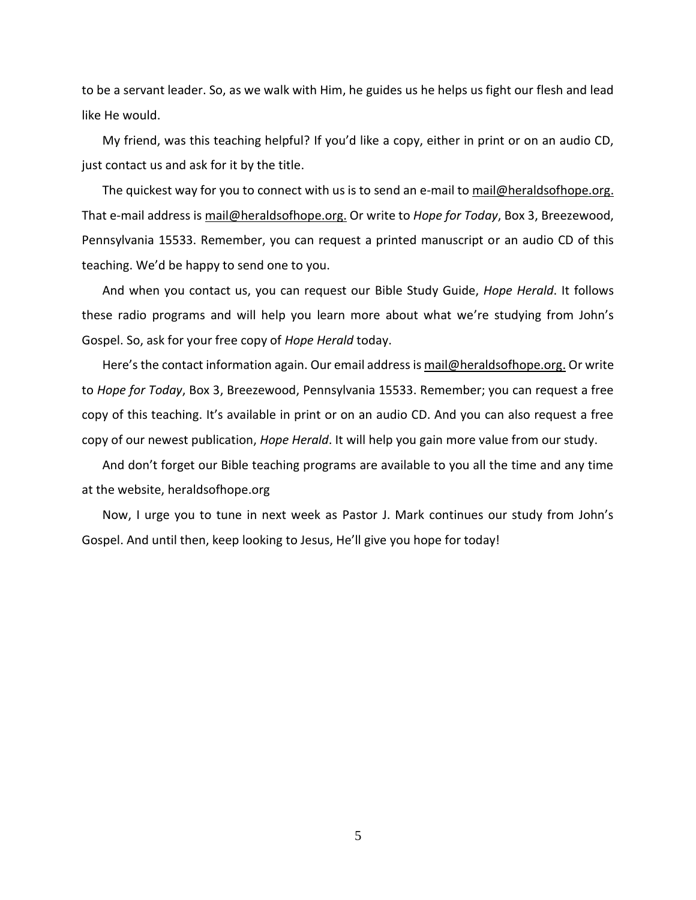to be a servant leader. So, as we walk with Him, he guides us he helps us fight our flesh and lead like He would.

My friend, was this teaching helpful? If you'd like a copy, either in print or on an audio CD, just contact us and ask for it by the title.

The quickest way for you to connect with us is to send an e-mail to mail@heraldsofhope.org. That e-mail address is mail@heraldsofhope.org. Or write to *Hope for Today*, Box 3, Breezewood, Pennsylvania 15533. Remember, you can request a printed manuscript or an audio CD of this teaching. We'd be happy to send one to you.

And when you contact us, you can request our Bible Study Guide, *Hope Herald*. It follows these radio programs and will help you learn more about what we're studying from John's Gospel. So, ask for your free copy of *Hope Herald* today.

Here's the contact information again. Our email address is mail@heraldsofhope.org. Or write to *Hope for Today*, Box 3, Breezewood, Pennsylvania 15533. Remember; you can request a free copy of this teaching. It's available in print or on an audio CD. And you can also request a free copy of our newest publication, *Hope Herald*. It will help you gain more value from our study.

And don't forget our Bible teaching programs are available to you all the time and any time at the website, heraldsofhope.org

Now, I urge you to tune in next week as Pastor J. Mark continues our study from John's Gospel. And until then, keep looking to Jesus, He'll give you hope for today!